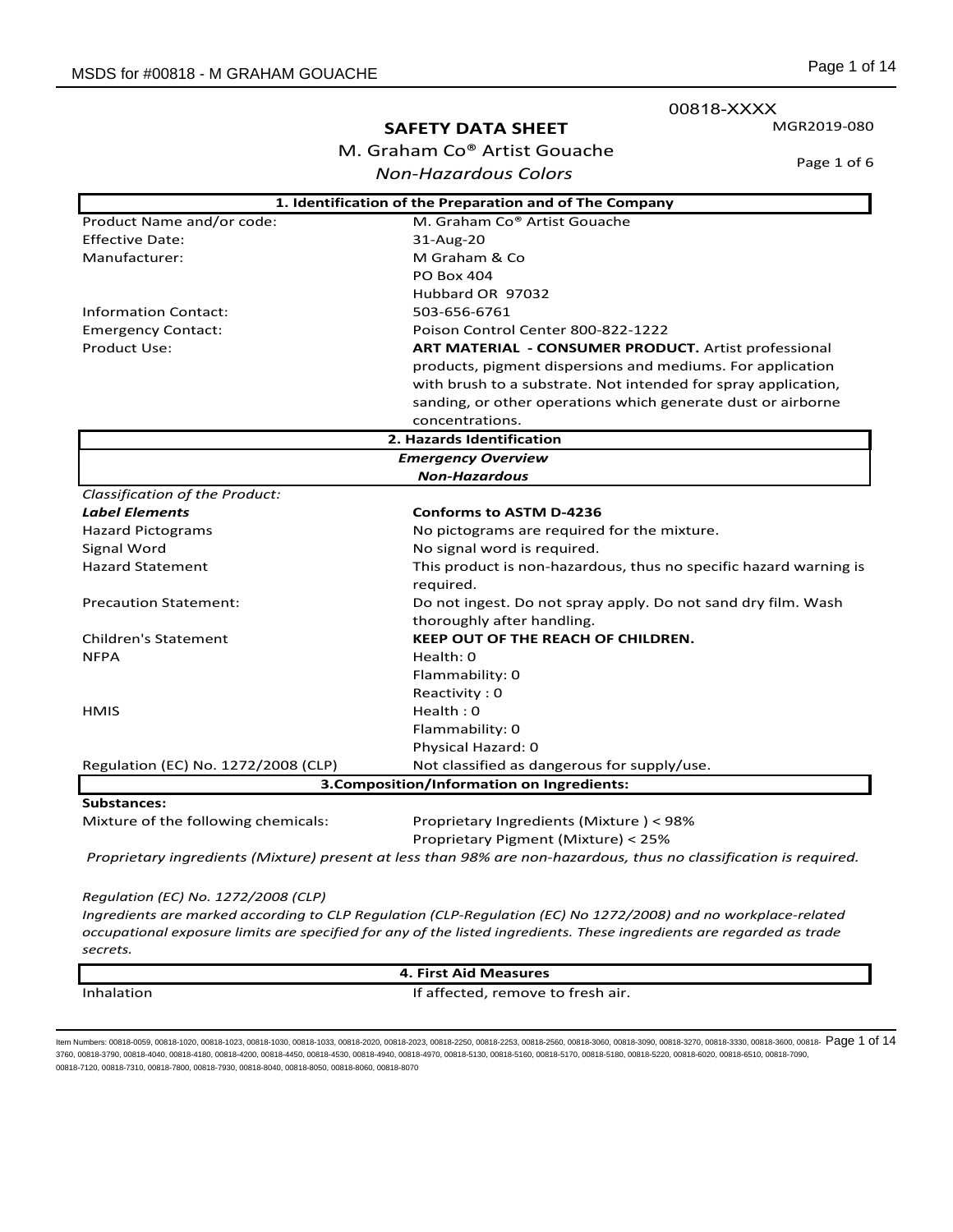00818-XXXX

MGR2019-080

# SAFETY DATA SHEET

M. Graham Co® Artist Gouache

*Non-Hazardous Colors*

## 1. Identification of the Preparation and of The Company

| | |
|---|---|
| Product Name and/or code: | M. Graham Co® Artist Gouache |
| Effective Date: | 31-Aug-20 |
| Manufacturer: | M Graham & Co<br>PO Box 404<br>Hubbard OR 97032 |
| Information Contact: | 503-656-6761 |
| Emergency Contact: | Poison Control Center 800-822-1222 |
| Product Use: | **ART MATERIAL - CONSUMER PRODUCT.** Artist professional products, pigment dispersions and mediums. For application with brush to a substrate. Not intended for spray application, sanding, or other operations which generate dust or airborne concentrations. |

## 2. Hazards Identification

***Emergency Overview***

***Non-Hazardous***

| | |
|---|---|
| *Classification of the Product:* | |
| ***Label Elements*** | **Conforms to ASTM D-4236** |
| Hazard Pictograms | No pictograms are required for the mixture. |
| Signal Word | No signal word is required. |
| Hazard Statement | This product is non-hazardous, thus no specific hazard warning is required. |
| Precaution Statement: | Do not ingest. Do not spray apply. Do not sand dry film. Wash thoroughly after handling. |
| Children's Statement | **KEEP OUT OF THE REACH OF CHILDREN.** |
| NFPA | Health: 0<br>Flammability: 0<br>Reactivity : 0 |
| HMIS | Health : 0<br>Flammability: 0<br>Physical Hazard: 0 |
| Regulation (EC) No. 1272/2008 (CLP) | Not classified as dangerous for supply/use. |

## 3.Composition/Information on Ingredients:

**Substances:**

| | |
|---|---|
| Mixture of the following chemicals: | Proprietary Ingredients (Mixture ) < 98%<br>Proprietary Pigment (Mixture) < 25% |

*Proprietary ingredients (Mixture) present at less than 98% are non-hazardous, thus no classification is required.*

*Regulation (EC) No. 1272/2008 (CLP)*

*Ingredients are marked according to CLP Regulation (CLP-Regulation (EC) No 1272/2008) and no workplace-related occupational exposure limits are specified for any of the listed ingredients. These ingredients are regarded as trade secrets.*

## 4. First Aid Measures

| | |
|---|---|
| Inhalation | If affected, remove to fresh air. |

Item Numbers: 00818-0059, 00818-1020, 00818-1023, 00818-1030, 00818-1033, 00818-2020, 00818-2023, 00818-2250, 00818-2253, 00818-2560, 00818-3060, 00818-3090, 00818-3270, 00818-3330, 00818-3600, 00818-3760, 00818-3790, 00818-4040, 00818-4180, 00818-4200, 00818-4450, 00818-4530, 00818-4940, 00818-4970, 00818-5130, 00818-5160, 00818-5170, 00818-5180, 00818-5220, 00818-6020, 00818-6510, 00818-7090, 00818-7120, 00818-7310, 00818-7800, 00818-7930, 00818-8040, 00818-8050, 00818-8060, 00818-8070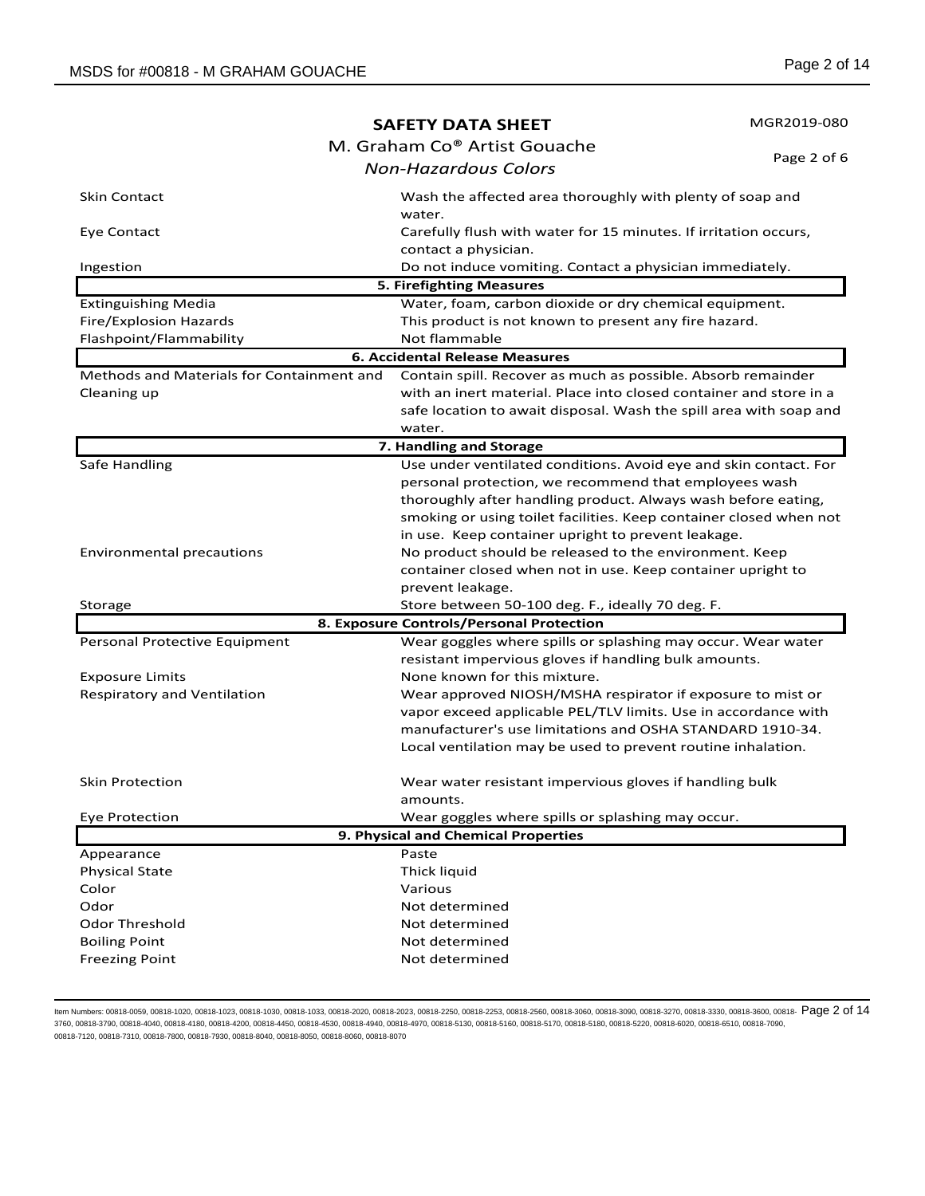## SAFETY DATA SHEET

M. Graham Co® Artist Gouache

*Non-Hazardous Colors*

MGR2019-080

| | |
|---|---|
| Skin Contact | Wash the affected area thoroughly with plenty of soap and water. |
| Eye Contact | Carefully flush with water for 15 minutes. If irritation occurs, contact a physician. |
| Ingestion | Do not induce vomiting. Contact a physician immediately. |

### 5. Firefighting Measures

| | |
|---|---|
| Extinguishing Media | Water, foam, carbon dioxide or dry chemical equipment. |
| Fire/Explosion Hazards | This product is not known to present any fire hazard. |
| Flashpoint/Flammability | Not flammable |

### 6. Accidental Release Measures

| | |
|---|---|
| Methods and Materials for Containment and Cleaning up | Contain spill. Recover as much as possible. Absorb remainder with an inert material. Place into closed container and store in a safe location to await disposal. Wash the spill area with soap and water. |

### 7. Handling and Storage

| | |
|---|---|
| Safe Handling | Use under ventilated conditions. Avoid eye and skin contact. For personal protection, we recommend that employees wash thoroughly after handling product. Always wash before eating, smoking or using toilet facilities. Keep container closed when not in use. Keep container upright to prevent leakage. |
| Environmental precautions | No product should be released to the environment. Keep container closed when not in use. Keep container upright to prevent leakage. |
| Storage | Store between 50-100 deg. F., ideally 70 deg. F. |

### 8. Exposure Controls/Personal Protection

| | |
|---|---|
| Personal Protective Equipment | Wear goggles where spills or splashing may occur. Wear water resistant impervious gloves if handling bulk amounts. |
| Exposure Limits | None known for this mixture. |
| Respiratory and Ventilation | Wear approved NIOSH/MSHA respirator if exposure to mist or vapor exceed applicable PEL/TLV limits. Use in accordance with manufacturer's use limitations and OSHA STANDARD 1910-34. Local ventilation may be used to prevent routine inhalation. |
| Skin Protection | Wear water resistant impervious gloves if handling bulk amounts. |
| Eye Protection | Wear goggles where spills or splashing may occur. |

### 9. Physical and Chemical Properties

| | |
|---|---|
| Appearance | Paste |
| Physical State | Thick liquid |
| Color | Various |
| Odor | Not determined |
| Odor Threshold | Not determined |
| Boiling Point | Not determined |
| Freezing Point | Not determined |

Item Numbers: 00818-0059, 00818-1020, 00818-1023, 00818-1030, 00818-1033, 00818-2020, 00818-2023, 00818-2250, 00818-2253, 00818-2560, 00818-3060, 00818-3090, 00818-3270, 00818-3330, 00818-3600, 00818-3760, 00818-3790, 00818-4040, 00818-4180, 00818-4200, 00818-4450, 00818-4530, 00818-4940, 00818-4970, 00818-5130, 00818-5160, 00818-5170, 00818-5180, 00818-5220, 00818-6020, 00818-6510, 00818-7090, 00818-7120, 00818-7310, 00818-7800, 00818-7930, 00818-8040, 00818-8050, 00818-8060, 00818-8070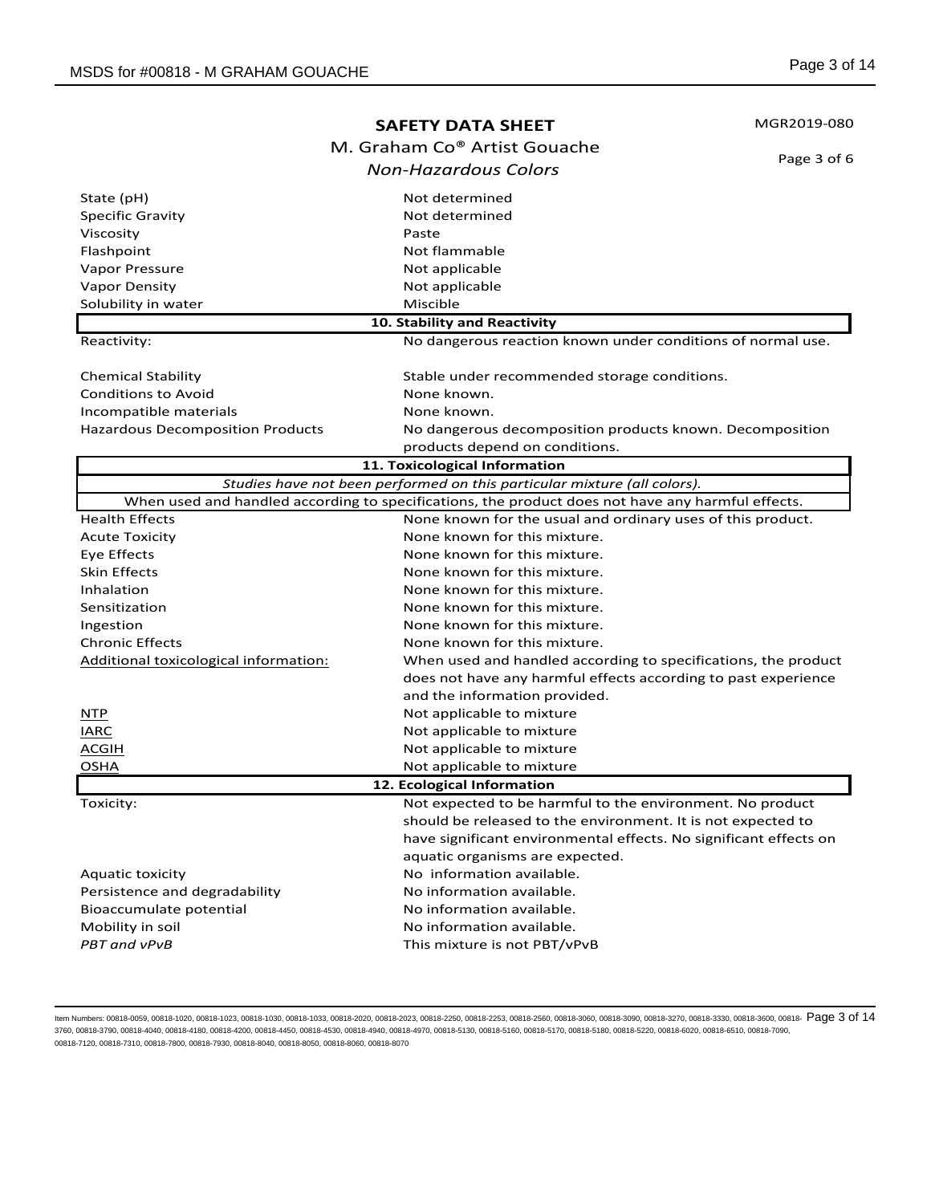**SAFETY DATA SHEET**

M. Graham Co® Artist Gouache

*Non-Hazardous Colors*

MGR2019-080

| | |
|---|---|
| State (pH) | Not determined |
| Specific Gravity | Not determined |
| Viscosity | Paste |
| Flashpoint | Not flammable |
| Vapor Pressure | Not applicable |
| Vapor Density | Not applicable |
| Solubility in water | Miscible |

## 10. Stability and Reactivity

| | |
|---|---|
| Reactivity: | No dangerous reaction known under conditions of normal use. |
| Chemical Stability | Stable under recommended storage conditions. |
| Conditions to Avoid | None known. |
| Incompatible materials | None known. |
| Hazardous Decomposition Products | No dangerous decomposition products known. Decomposition products depend on conditions. |

## 11. Toxicological Information

*Studies have not been performed on this particular mixture (all colors).*

When used and handled according to specifications, the product does not have any harmful effects.

| | |
|---|---|
| Health Effects | None known for the usual and ordinary uses of this product. |
| Acute Toxicity | None known for this mixture. |
| Eye Effects | None known for this mixture. |
| Skin Effects | None known for this mixture. |
| Inhalation | None known for this mixture. |
| Sensitization | None known for this mixture. |
| Ingestion | None known for this mixture. |
| Chronic Effects | None known for this mixture. |
| Additional toxicological information: | When used and handled according to specifications, the product does not have any harmful effects according to past experience and the information provided. |
| NTP | Not applicable to mixture |
| IARC | Not applicable to mixture |
| ACGIH | Not applicable to mixture |
| OSHA | Not applicable to mixture |

## 12. Ecological Information

| | |
|---|---|
| Toxicity: | Not expected to be harmful to the environment. No product should be released to the environment. It is not expected to have significant environmental effects. No significant effects on aquatic organisms are expected. |
| Aquatic toxicity | No information available. |
| Persistence and degradability | No information available. |
| Bioaccumulate potential | No information available. |
| Mobility in soil | No information available. |
| *PBT and vPvB* | This mixture is not PBT/vPvB |

Item Numbers: 00818-0059, 00818-1020, 00818-1023, 00818-1030, 00818-1033, 00818-2020, 00818-2023, 00818-2250, 00818-2253, 00818-2560, 00818-3060, 00818-3090, 00818-3270, 00818-3330, 00818-3600, 00818-3760, 00818-3790, 00818-4040, 00818-4180, 00818-4200, 00818-4450, 00818-4530, 00818-4940, 00818-4970, 00818-5130, 00818-5160, 00818-5170, 00818-5180, 00818-5220, 00818-6020, 00818-6510, 00818-7090, 00818-7120, 00818-7310, 00818-7800, 00818-7930, 00818-8040, 00818-8050, 00818-8060, 00818-8070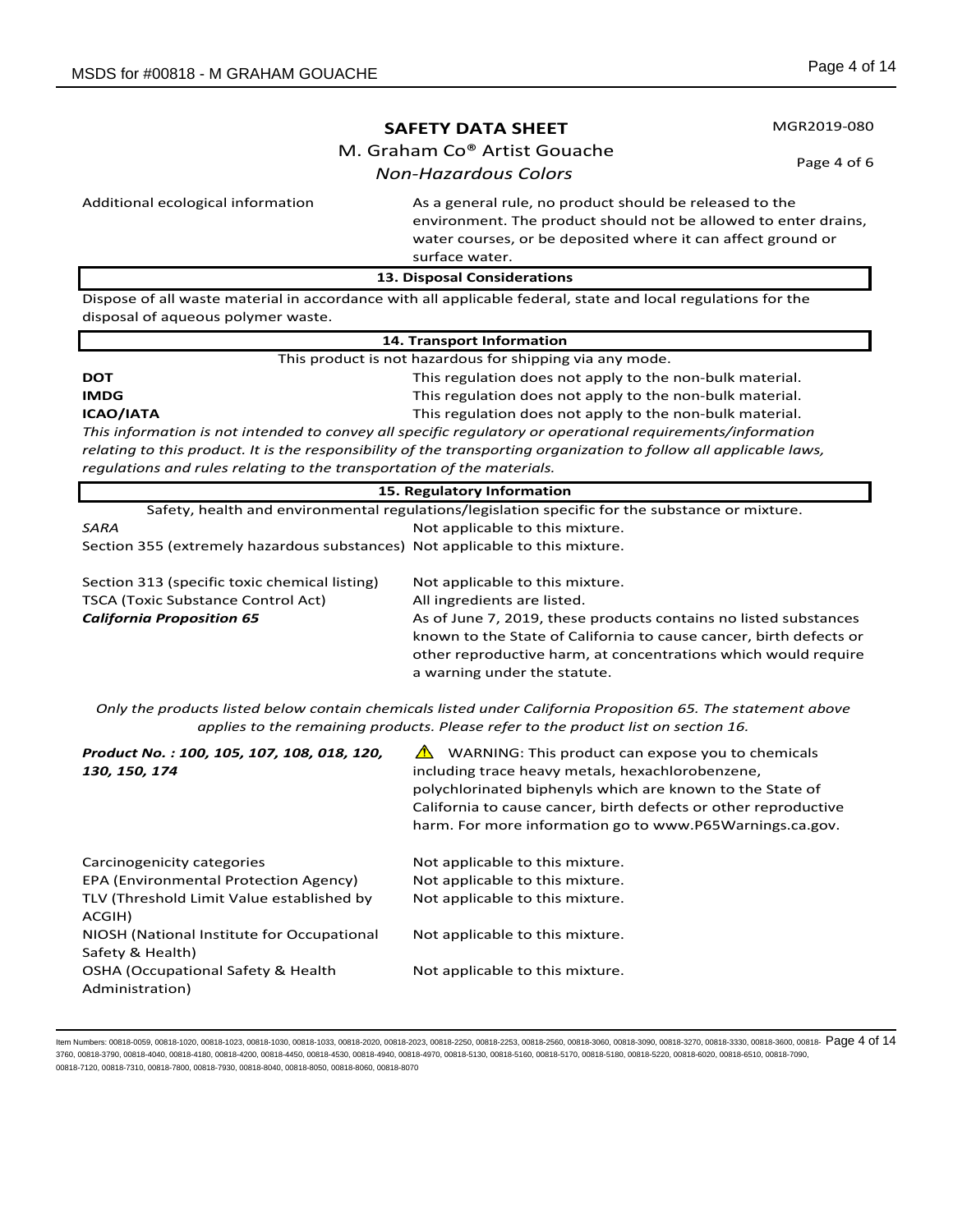**SAFETY DATA SHEET**

M. Graham Co® Artist Gouache

*Non-Hazardous Colors*

MGR2019-080

| | |
|---|---|
| Additional ecological information | As a general rule, no product should be released to the environment. The product should not be allowed to enter drains, water courses, or be deposited where it can affect ground or surface water. |

## 13. Disposal Considerations

Dispose of all waste material in accordance with all applicable federal, state and local regulations for the disposal of aqueous polymer waste.

## 14. Transport Information

This product is not hazardous for shipping via any mode.

| | |
|---|---|
| **DOT** | This regulation does not apply to the non-bulk material. |
| **IMDG** | This regulation does not apply to the non-bulk material. |
| **ICAO/IATA** | This regulation does not apply to the non-bulk material. |

*This information is not intended to convey all specific regulatory or operational requirements/information relating to this product. It is the responsibility of the transporting organization to follow all applicable laws, regulations and rules relating to the transportation of the materials.*

## 15. Regulatory Information

Safety, health and environmental regulations/legislation specific for the substance or mixture.

| | |
|---|---|
| *SARA* | Not applicable to this mixture. |
| Section 355 (extremely hazardous substances) | Not applicable to this mixture. |
| Section 313 (specific toxic chemical listing) | Not applicable to this mixture. |
| TSCA (Toxic Substance Control Act) | All ingredients are listed. |
| ***California Proposition 65*** | As of June 7, 2019, these products contains no listed substances known to the State of California to cause cancer, birth defects or other reproductive harm, at concentrations which would require a warning under the statute. |

*Only the products listed below contain chemicals listed under California Proposition 65. The statement above applies to the remaining products. Please refer to the product list on section 16.*

| | |
|---|---|
| ***Product No. : 100, 105, 107, 108, 018, 120, 130, 150, 174*** | ⚠ WARNING: This product can expose you to chemicals including trace heavy metals, hexachlorobenzene, polychlorinated biphenyls which are known to the State of California to cause cancer, birth defects or other reproductive harm. For more information go to www.P65Warnings.ca.gov. |

| | |
|---|---|
| Carcinogenicity categories | Not applicable to this mixture. |
| EPA (Environmental Protection Agency) | Not applicable to this mixture. |
| TLV (Threshold Limit Value established by ACGIH) | Not applicable to this mixture. |
| NIOSH (National Institute for Occupational Safety & Health) | Not applicable to this mixture. |
| OSHA (Occupational Safety & Health Administration) | Not applicable to this mixture. |

Item Numbers: 00818-0059, 00818-1020, 00818-1023, 00818-1030, 00818-1033, 00818-2020, 00818-2023, 00818-2250, 00818-2253, 00818-2560, 00818-3060, 00818-3090, 00818-3270, 00818-3330, 00818-3600, 00818-3760, 00818-3790, 00818-4040, 00818-4180, 00818-4200, 00818-4450, 00818-4530, 00818-4940, 00818-4970, 00818-5130, 00818-5160, 00818-5170, 00818-5180, 00818-5220, 00818-6020, 00818-6510, 00818-7090, 00818-7120, 00818-7310, 00818-7800, 00818-7930, 00818-8040, 00818-8050, 00818-8060, 00818-8070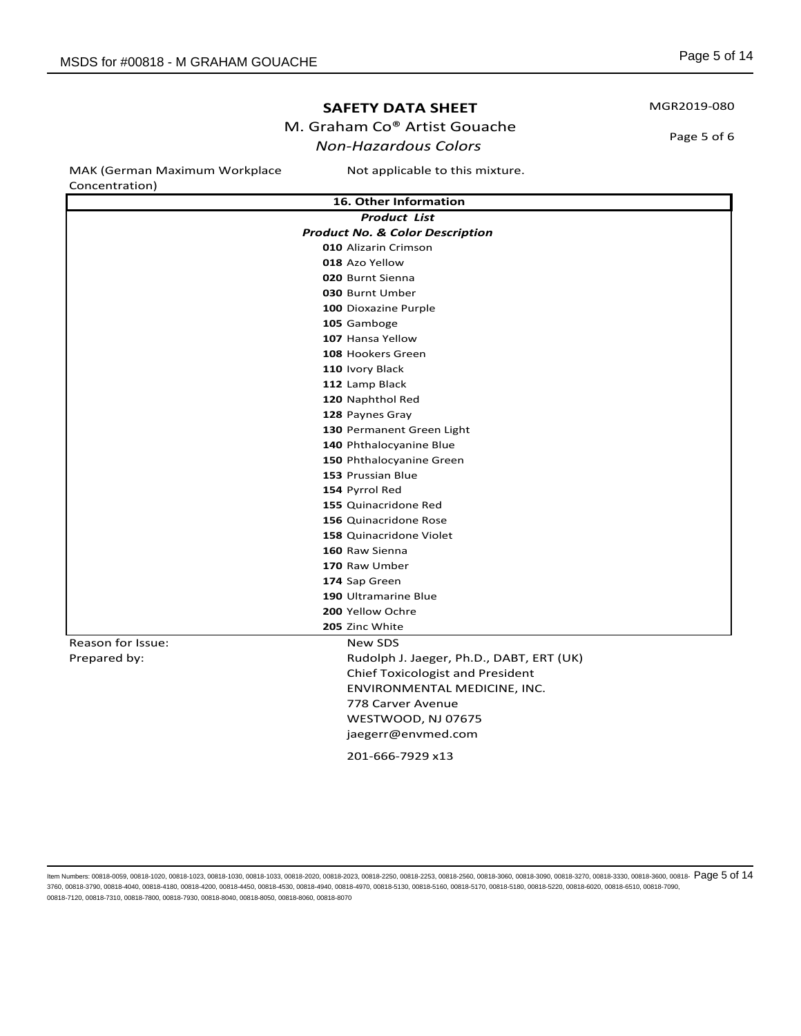**SAFETY DATA SHEET**

M. Graham Co® Artist Gouache

*Non-Hazardous Colors*

MGR2019-080

Page 5 of 6

| | |
|---|---|
| MAK (German Maximum Workplace Concentration) | Not applicable to this mixture. |

## 16. Other Information

***Product List***

***Product No. & Color Description***

**010** Alizarin Crimson
**018** Azo Yellow
**020** Burnt Sienna
**030** Burnt Umber
**100** Dioxazine Purple
**105** Gamboge
**107** Hansa Yellow
**108** Hookers Green
**110** Ivory Black
**112** Lamp Black
**120** Naphthol Red
**128** Paynes Gray
**130** Permanent Green Light
**140** Phthalocyanine Blue
**150** Phthalocyanine Green
**153** Prussian Blue
**154** Pyrrol Red
**155** Quinacridone Red
**156** Quinacridone Rose
**158** Quinacridone Violet
**160** Raw Sienna
**170** Raw Umber
**174** Sap Green
**190** Ultramarine Blue
**200** Yellow Ochre
**205** Zinc White

| | |
|---|---|
| Reason for Issue: | New SDS |
| Prepared by: | Rudolph J. Jaeger, Ph.D., DABT, ERT (UK)<br>Chief Toxicologist and President<br>ENVIRONMENTAL MEDICINE, INC.<br>778 Carver Avenue<br>WESTWOOD, NJ 07675<br>jaegerr@envmed.com<br>201-666-7929 x13 |

Item Numbers: 00818-0059, 00818-1020, 00818-1023, 00818-1030, 00818-1033, 00818-2020, 00818-2023, 00818-2250, 00818-2253, 00818-2560, 00818-3060, 00818-3090, 00818-3270, 00818-3330, 00818-3600, 00818-3760, 00818-3790, 00818-4040, 00818-4180, 00818-4200, 00818-4450, 00818-4530, 00818-4940, 00818-4970, 00818-5130, 00818-5160, 00818-5170, 00818-5180, 00818-5220, 00818-6020, 00818-6510, 00818-7090, 00818-7120, 00818-7310, 00818-7800, 00818-7930, 00818-8040, 00818-8050, 00818-8060, 00818-8070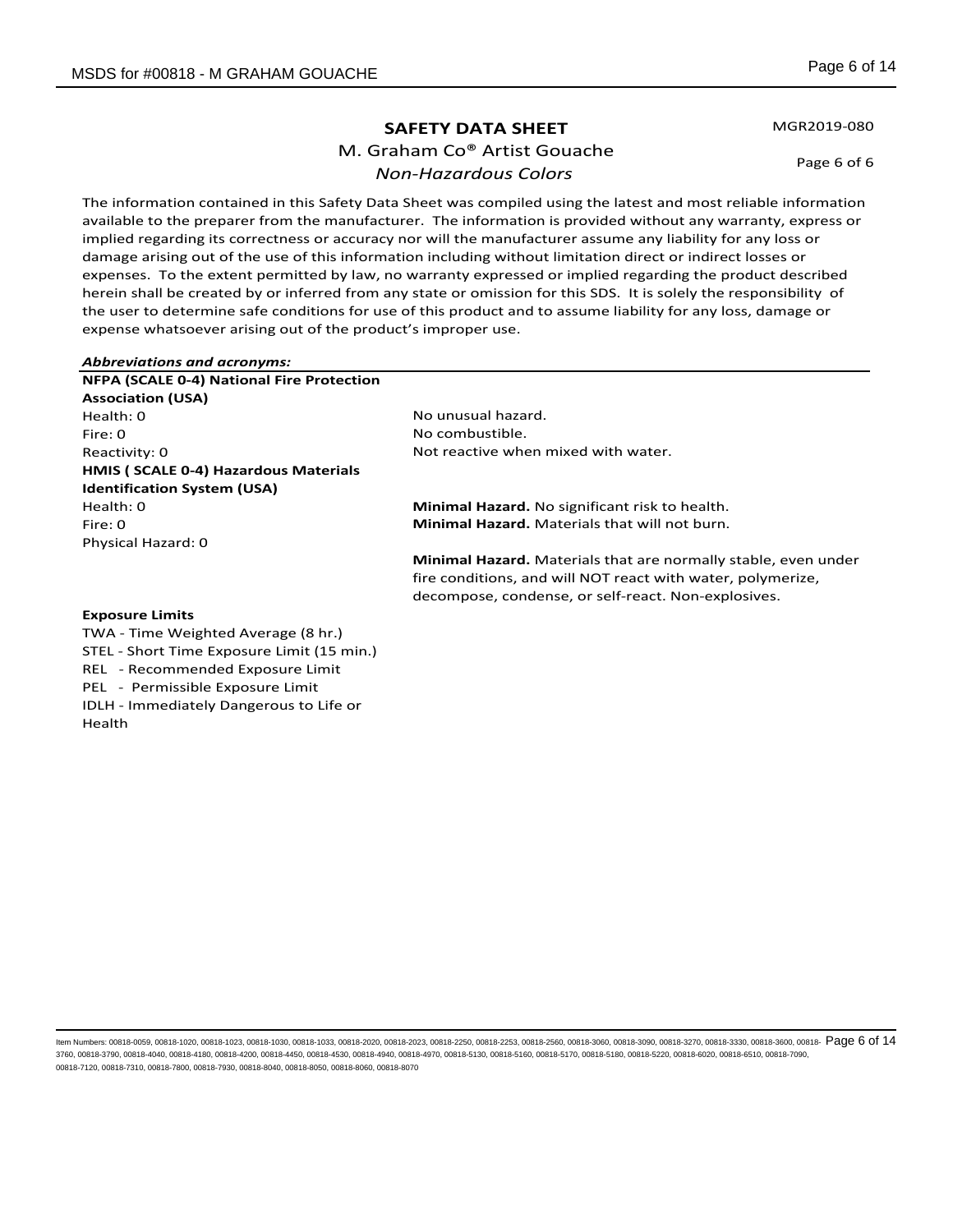**SAFETY DATA SHEET**

MGR2019-080

M. Graham Co® Artist Gouache

*Non-Hazardous Colors*

Page 6 of 6

The information contained in this Safety Data Sheet was compiled using the latest and most reliable information available to the preparer from the manufacturer. The information is provided without any warranty, express or implied regarding its correctness or accuracy nor will the manufacturer assume any liability for any loss or damage arising out of the use of this information including without limitation direct or indirect losses or expenses. To the extent permitted by law, no warranty expressed or implied regarding the product described herein shall be created by or inferred from any state or omission for this SDS. It is solely the responsibility of the user to determine safe conditions for use of this product and to assume liability for any loss, damage or expense whatsoever arising out of the product's improper use.

***Abbreviations and acronyms:***

| | |
|---|---|
| **NFPA (SCALE 0-4) National Fire Protection Association (USA)** | |
| Health: 0 | No unusual hazard. |
| Fire: 0 | No combustible. |
| Reactivity: 0 | Not reactive when mixed with water. |
| **HMIS ( SCALE 0-4) Hazardous Materials Identification System (USA)** | |
| Health: 0 | **Minimal Hazard.** No significant risk to health. |
| Fire: 0 | **Minimal Hazard.** Materials that will not burn. |
| Physical Hazard: 0 | **Minimal Hazard.** Materials that are normally stable, even under fire conditions, and will NOT react with water, polymerize, decompose, condense, or self-react. Non-explosives. |

**Exposure Limits**

TWA - Time Weighted Average (8 hr.)
STEL - Short Time Exposure Limit (15 min.)
REL - Recommended Exposure Limit
PEL - Permissible Exposure Limit
IDLH - Immediately Dangerous to Life or Health

Item Numbers: 00818-0059, 00818-1020, 00818-1023, 00818-1030, 00818-1033, 00818-2020, 00818-2023, 00818-2250, 00818-2253, 00818-2560, 00818-3060, 00818-3090, 00818-3270, 00818-3330, 00818-3600, 00818-3760, 00818-3790, 00818-4040, 00818-4180, 00818-4200, 00818-4450, 00818-4530, 00818-4940, 00818-4970, 00818-5130, 00818-5160, 00818-5170, 00818-5180, 00818-5220, 00818-6020, 00818-6510, 00818-7090, 00818-7120, 00818-7310, 00818-7800, 00818-7930, 00818-8040, 00818-8050, 00818-8060, 00818-8070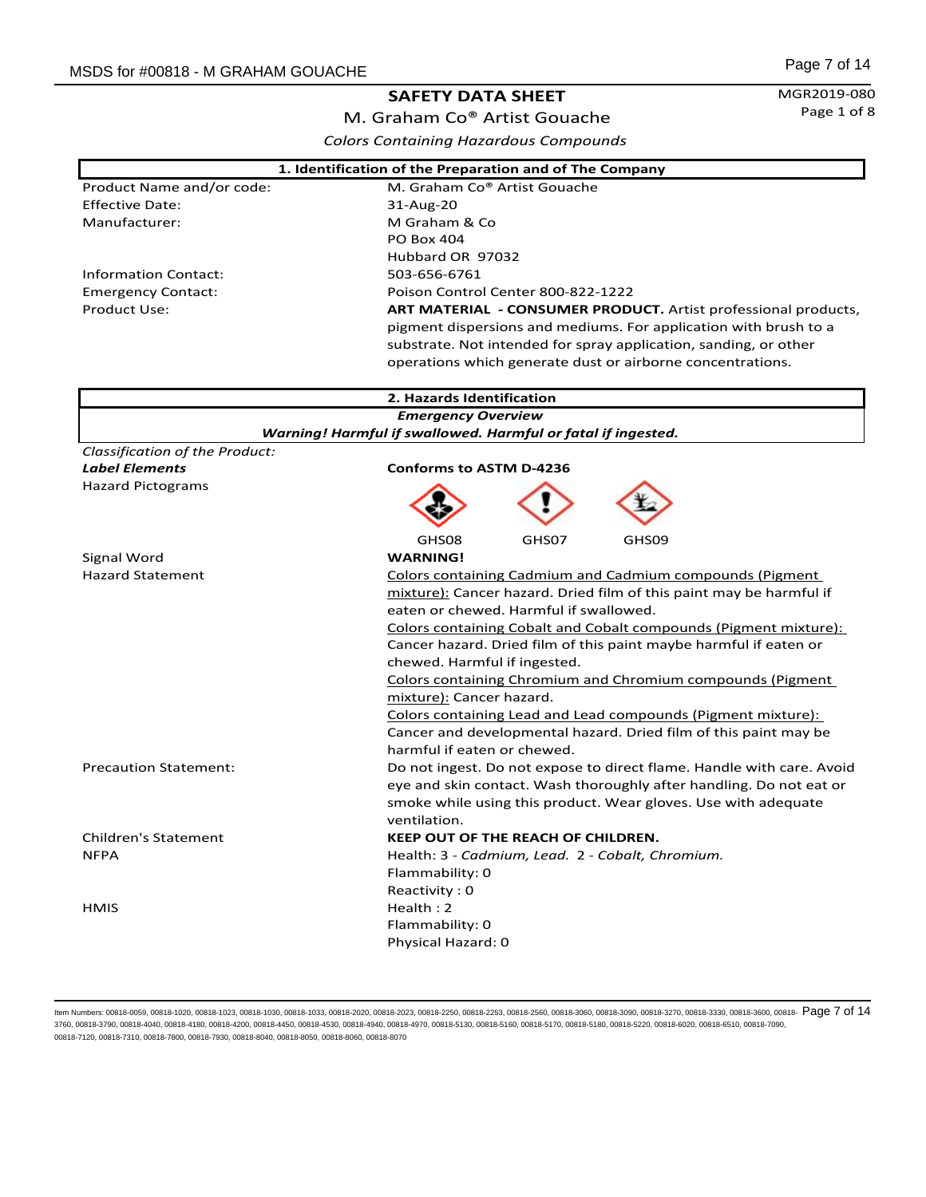# SAFETY DATA SHEET

MGR2019-080

Page 1 of 8

M. Graham Co® Artist Gouache

*Colors Containing Hazardous Compounds*

## 1. Identification of the Preparation and of The Company

| | |
|---|---|
| Product Name and/or code: | M. Graham Co® Artist Gouache |
| Effective Date: | 31-Aug-20 |
| Manufacturer: | M Graham & Co<br>PO Box 404<br>Hubbard OR 97032 |
| Information Contact: | 503-656-6761 |
| Emergency Contact: | Poison Control Center 800-822-1222 |
| Product Use: | **ART MATERIAL - CONSUMER PRODUCT.** Artist professional products, pigment dispersions and mediums. For application with brush to a substrate. Not intended for spray application, sanding, or other operations which generate dust or airborne concentrations. |

## 2. Hazards Identification

***Emergency Overview***

***Warning! Harmful if swallowed. Harmful or fatal if ingested.***

*Classification of the Product:*

| | |
|---|---|
| ***Label Elements*** | **Conforms to ASTM D-4236** |
| Hazard Pictograms | GHS08 GHS07 GHS09 |
| Signal Word | **WARNING!** |
| Hazard Statement | Colors containing Cadmium and Cadmium compounds (Pigment mixture): Cancer hazard. Dried film of this paint may be harmful if eaten or chewed. Harmful if swallowed.<br>Colors containing Cobalt and Cobalt compounds (Pigment mixture): Cancer hazard. Dried film of this paint maybe harmful if eaten or chewed. Harmful if ingested.<br>Colors containing Chromium and Chromium compounds (Pigment mixture): Cancer hazard.<br>Colors containing Lead and Lead compounds (Pigment mixture): Cancer and developmental hazard. Dried film of this paint may be harmful if eaten or chewed. |
| Precaution Statement: | Do not ingest. Do not expose to direct flame. Handle with care. Avoid eye and skin contact. Wash thoroughly after handling. Do not eat or smoke while using this product. Wear gloves. Use with adequate ventilation. |
| Children's Statement | **KEEP OUT OF THE REACH OF CHILDREN.** |
| NFPA | Health: 3 - *Cadmium, Lead.* 2 - *Cobalt, Chromium.*<br>Flammability: 0<br>Reactivity : 0 |
| HMIS | Health : 2<br>Flammability: 0<br>Physical Hazard: 0 |

Item Numbers: 00818-0059, 00818-1020, 00818-1023, 00818-1030, 00818-1033, 00818-2020, 00818-2023, 00818-2250, 00818-2253, 00818-2560, 00818-3060, 00818-3090, 00818-3270, 00818-3330, 00818-3600, 00818-3760, 00818-3790, 00818-4040, 00818-4180, 00818-4200, 00818-4450, 00818-4530, 00818-4940, 00818-4970, 00818-5130, 00818-5160, 00818-5170, 00818-5180, 00818-5220, 00818-6020, 00818-6510, 00818-7090, 00818-7120, 00818-7310, 00818-7800, 00818-7930, 00818-8040, 00818-8050, 00818-8060, 00818-8070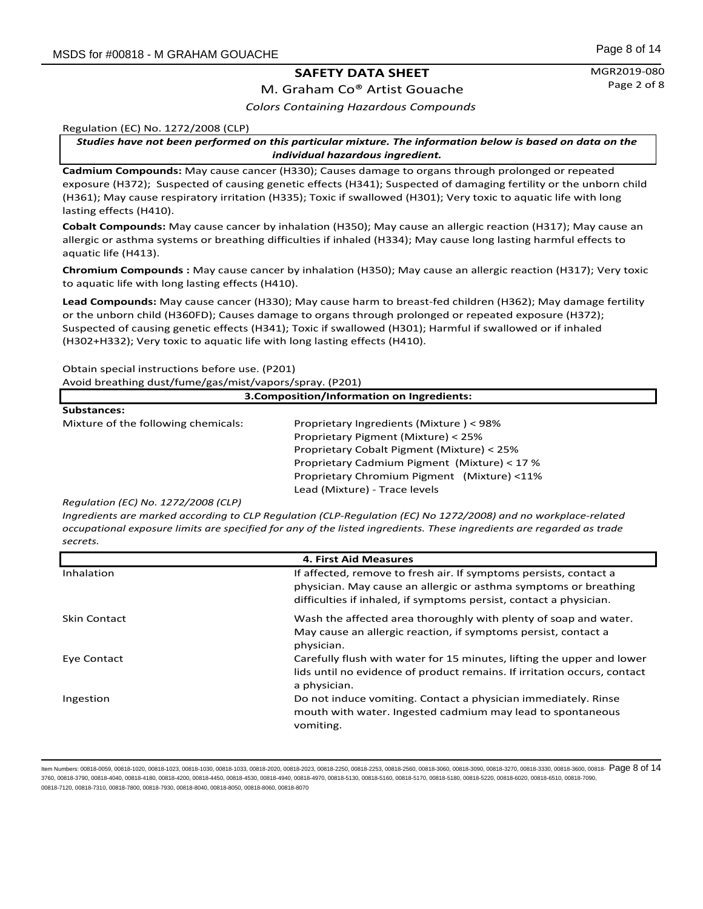## SAFETY DATA SHEET

M. Graham Co® Artist Gouache

*Colors Containing Hazardous Compounds*

Regulation (EC) No. 1272/2008 (CLP)

***Studies have not been performed on this particular mixture. The information below is based on data on the individual hazardous ingredient.***

**Cadmium Compounds:** May cause cancer (H330); Causes damage to organs through prolonged or repeated exposure (H372); Suspected of causing genetic effects (H341); Suspected of damaging fertility or the unborn child (H361); May cause respiratory irritation (H335); Toxic if swallowed (H301); Very toxic to aquatic life with long lasting effects (H410).

**Cobalt Compounds:** May cause cancer by inhalation (H350); May cause an allergic reaction (H317); May cause an allergic or asthma systems or breathing difficulties if inhaled (H334); May cause long lasting harmful effects to aquatic life (H413).

**Chromium Compounds :** May cause cancer by inhalation (H350); May cause an allergic reaction (H317); Very toxic to aquatic life with long lasting effects (H410).

**Lead Compounds:** May cause cancer (H330); May cause harm to breast-fed children (H362); May damage fertility or the unborn child (H360FD); Causes damage to organs through prolonged or repeated exposure (H372); Suspected of causing genetic effects (H341); Toxic if swallowed (H301); Harmful if swallowed or if inhaled (H302+H332); Very toxic to aquatic life with long lasting effects (H410).

Obtain special instructions before use. (P201)

Avoid breathing dust/fume/gas/mist/vapors/spray. (P201)

## 3.Composition/Information on Ingredients:

**Substances:**

| | |
|---|---|
| Mixture of the following chemicals: | Proprietary Ingredients (Mixture ) < 98%<br>Proprietary Pigment (Mixture) < 25%<br>Proprietary Cobalt Pigment (Mixture) < 25%<br>Proprietary Cadmium Pigment (Mixture) < 17 %<br>Proprietary Chromium Pigment (Mixture) <11%<br>Lead (Mixture) - Trace levels |

*Regulation (EC) No. 1272/2008 (CLP)*

*Ingredients are marked according to CLP Regulation (CLP-Regulation (EC) No 1272/2008) and no workplace-related occupational exposure limits are specified for any of the listed ingredients. These ingredients are regarded as trade secrets.*

## 4. First Aid Measures

| | |
|---|---|
| Inhalation | If affected, remove to fresh air. If symptoms persists, contact a physician. May cause an allergic or asthma symptoms or breathing difficulties if inhaled, if symptoms persist, contact a physician. |
| Skin Contact | Wash the affected area thoroughly with plenty of soap and water. May cause an allergic reaction, if symptoms persist, contact a physician. |
| Eye Contact | Carefully flush with water for 15 minutes, lifting the upper and lower lids until no evidence of product remains. If irritation occurs, contact a physician. |
| Ingestion | Do not induce vomiting. Contact a physician immediately. Rinse mouth with water. Ingested cadmium may lead to spontaneous vomiting. |

Item Numbers: 00818-0059, 00818-1020, 00818-1023, 00818-1030, 00818-1033, 00818-2020, 00818-2023, 00818-2250, 00818-2253, 00818-2560, 00818-3060, 00818-3090, 00818-3270, 00818-3330, 00818-3600, 00818-3760, 00818-3790, 00818-4040, 00818-4180, 00818-4200, 00818-4450, 00818-4530, 00818-4940, 00818-4970, 00818-5130, 00818-5160, 00818-5170, 00818-5180, 00818-5220, 00818-6020, 00818-6510, 00818-7090, 00818-7120, 00818-7310, 00818-7800, 00818-7930, 00818-8040, 00818-8050, 00818-8060, 00818-8070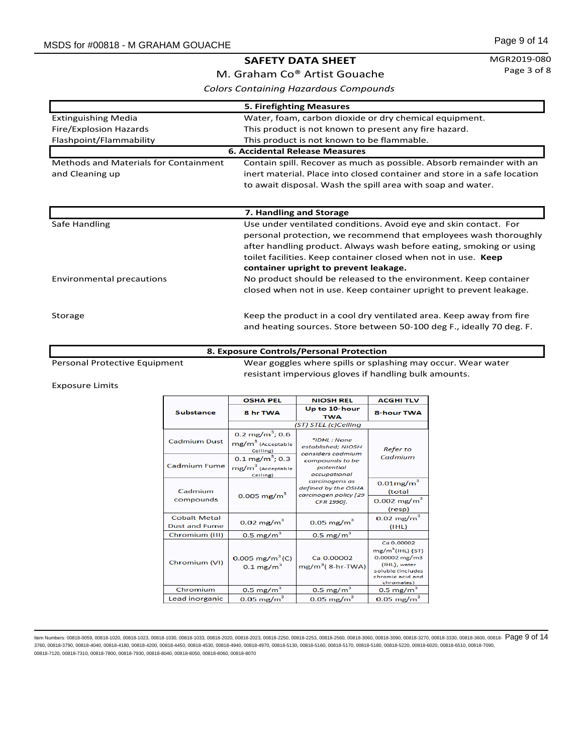# SAFETY DATA SHEET

M. Graham Co® Artist Gouache

*Colors Containing Hazardous Compounds*

MGR2019-080

## 5. Firefighting Measures

| | |
|---|---|
| Extinguishing Media | Water, foam, carbon dioxide or dry chemical equipment. |
| Fire/Explosion Hazards | This product is not known to present any fire hazard. |
| Flashpoint/Flammability | This product is not known to be flammable. |

## 6. Accidental Release Measures

| | |
|---|---|
| Methods and Materials for Containment and Cleaning up | Contain spill. Recover as much as possible. Absorb remainder with an inert material. Place into closed container and store in a safe location to await disposal. Wash the spill area with soap and water. |

## 7. Handling and Storage

| | |
|---|---|
| Safe Handling | Use under ventilated conditions. Avoid eye and skin contact. For personal protection, we recommend that employees wash thoroughly after handling product. Always wash before eating, smoking or using toilet facilities. Keep container closed when not in use. **Keep container upright to prevent leakage.** |
| Environmental precautions | No product should be released to the environment. Keep container closed when not in use. Keep container upright to prevent leakage. |
| Storage | Keep the product in a cool dry ventilated area. Keep away from fire and heating sources. Store between 50-100 deg F., ideally 70 deg. F. |

## 8. Exposure Controls/Personal Protection

| | |
|---|---|
| Personal Protective Equipment | Wear goggles where spills or splashing may occur. Wear water resistant impervious gloves if handling bulk amounts. |

Exposure Limits

| Substance | OSHA PEL | NIOSH REL | ACGHI TLV |
|---|---|---|---|
| | 8 hr TWA | Up to 10-hour TWA | 8-hour TWA |
| | | *(ST) STEL (c)Ceiling* | |
| Cadmium Dust | 0.2 mg/m$^3$; 0.6 mg/m$^3$ (Acceptable Ceiling) | *\*IDHL : None established; NIOSH considers cadmium compounds to be potential occupational carcinogens as defined by the OSHA carcinogen policy [29 CFR 1990].* | *Refer to Cadmium* |
| Cadmium Fume | 0.1 mg/m$^3$; 0.3 mg/m$^3$ (Acceptable Ceiling) | | |
| Cadmium compounds | 0.005 mg/m$^3$ | | 0.01mg/m$^3$ (total<br>0.002 mg/m$^3$ (resp) |
| Cobalt Metal Dust and Fume | 0.02 mg/m$^3$ | 0.05 mg/m$^3$ | 0.02 mg/m$^3$ (IHL) |
| Chromium (III) | 0.5 mg/m$^3$ | 0.5 mg/m$^3$ | |
| Chromium (VI) | 0.005 mg/m$^3$ (C)<br>0.1 mg/m$^3$ | Ca 0.00002 mg/m$^3$( 8-hr-TWA) | Ca 0.00002 mg/m$^3$(IHL) (ST) 0.00002 mg/m3 (IHL), water soluble (includes chromic acid and chromates) |
| Chromium | 0.5 mg/m$^3$ | 0.5 mg/m$^3$ | 0.5 mg/m$^3$ |
| Lead inorganic | 0.05 mg/m$^3$ | 0.05 mg/m$^3$ | 0.05 mg/m$^3$ |

Item Numbers: 00818-0059, 00818-1020, 00818-1023, 00818-1030, 00818-1033, 00818-2020, 00818-2023, 00818-2250, 00818-2253, 00818-2560, 00818-3060, 00818-3090, 00818-3270, 00818-3330, 00818-3600, 00818-3760, 00818-3790, 00818-4040, 00818-4180, 00818-4200, 00818-4450, 00818-4530, 00818-4940, 00818-4970, 00818-5130, 00818-5160, 00818-5170, 00818-5180, 00818-5220, 00818-6020, 00818-6510, 00818-7090, 00818-7120, 00818-7310, 00818-7800, 00818-7930, 00818-8040, 00818-8050, 00818-8060, 00818-8070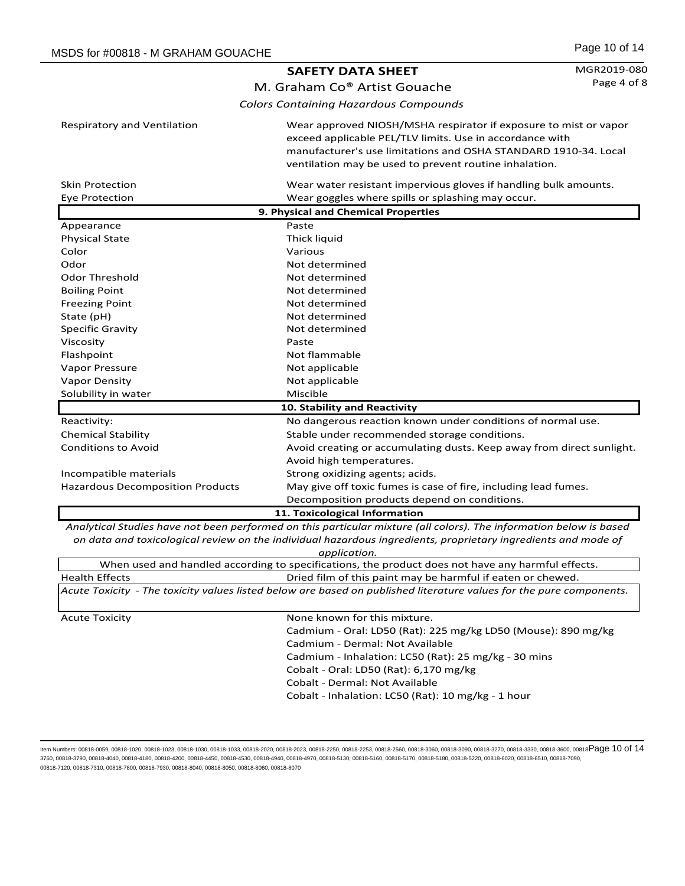| | |
|---|---|
| Respiratory and Ventilation | Wear approved NIOSH/MSHA respirator if exposure to mist or vapor exceed applicable PEL/TLV limits. Use in accordance with manufacturer's use limitations and OSHA STANDARD 1910-34. Local ventilation may be used to prevent routine inhalation. |
| Skin Protection | Wear water resistant impervious gloves if handling bulk amounts. |
| Eye Protection | Wear goggles where spills or splashing may occur. |

## 9. Physical and Chemical Properties

| | |
|---|---|
| Appearance | Paste |
| Physical State | Thick liquid |
| Color | Various |
| Odor | Not determined |
| Odor Threshold | Not determined |
| Boiling Point | Not determined |
| Freezing Point | Not determined |
| State (pH) | Not determined |
| Specific Gravity | Not determined |
| Viscosity | Paste |
| Flashpoint | Not flammable |
| Vapor Pressure | Not applicable |
| Vapor Density | Not applicable |
| Solubility in water | Miscible |

## 10. Stability and Reactivity

| | |
|---|---|
| Reactivity: | No dangerous reaction known under conditions of normal use. |
| Chemical Stability | Stable under recommended storage conditions. |
| Conditions to Avoid | Avoid creating or accumulating dusts. Keep away from direct sunlight. Avoid high temperatures. |
| Incompatible materials | Strong oxidizing agents; acids. |
| Hazardous Decomposition Products | May give off toxic fumes is case of fire, including lead fumes. Decomposition products depend on conditions. |

## 11. Toxicological Information

*Analytical Studies have not been performed on this particular mixture (all colors). The information below is based on data and toxicological review on the individual hazardous ingredients, proprietary ingredients and mode of application.*

When used and handled according to specifications, the product does not have any harmful effects.

| | |
|---|---|
| Health Effects | Dried film of this paint may be harmful if eaten or chewed. |

*Acute Toxicity - The toxicity values listed below are based on published literature values for the pure components.*

| | |
|---|---|
| Acute Toxicity | None known for this mixture.<br>Cadmium - Oral: LD50 (Rat): 225 mg/kg LD50 (Mouse): 890 mg/kg<br>Cadmium - Dermal: Not Available<br>Cadmium - Inhalation: LC50 (Rat): 25 mg/kg - 30 mins<br>Cobalt - Oral: LD50 (Rat): 6,170 mg/kg<br>Cobalt - Dermal: Not Available<br>Cobalt - Inhalation: LC50 (Rat): 10 mg/kg - 1 hour |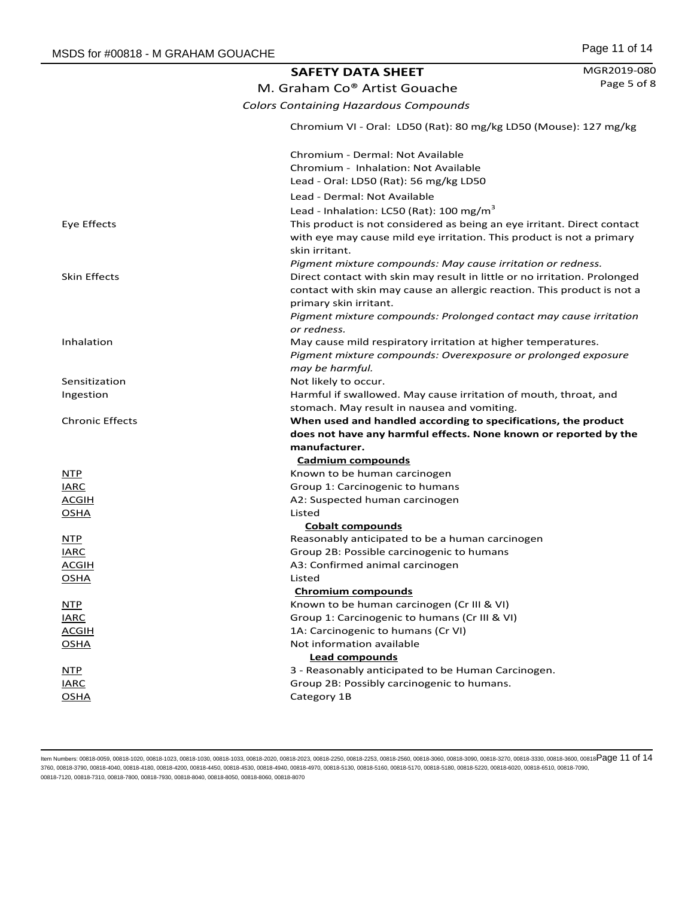## SAFETY DATA SHEET

M. Graham Co® Artist Gouache

*Colors Containing Hazardous Compounds*

MGR2019-080

Page 5 of 8

| | |
|---|---|
| | Chromium VI - Oral: LD50 (Rat): 80 mg/kg LD50 (Mouse): 127 mg/kg |
| | Chromium - Dermal: Not Available |
| | Chromium - Inhalation: Not Available |
| | Lead - Oral: LD50 (Rat): 56 mg/kg LD50 |
| | Lead - Dermal: Not Available |
| | Lead - Inhalation: LC50 (Rat): 100 mg/$m^3$ |
| Eye Effects | This product is not considered as being an eye irritant. Direct contact with eye may cause mild eye irritation. This product is not a primary skin irritant. *Pigment mixture compounds: May cause irritation or redness.* |
| Skin Effects | Direct contact with skin may result in little or no irritation. Prolonged contact with skin may cause an allergic reaction. This product is not a primary skin irritant. *Pigment mixture compounds: Prolonged contact may cause irritation or redness.* |
| Inhalation | May cause mild respiratory irritation at higher temperatures. *Pigment mixture compounds: Overexposure or prolonged exposure may be harmful.* |
| Sensitization | Not likely to occur. |
| Ingestion | Harmful if swallowed. May cause irritation of mouth, throat, and stomach. May result in nausea and vomiting. |
| Chronic Effects | **When used and handled according to specifications, the product does not have any harmful effects. None known or reported by the manufacturer.** |
| | **Cadmium compounds** |
| NTP | Known to be human carcinogen |
| IARC | Group 1: Carcinogenic to humans |
| ACGIH | A2: Suspected human carcinogen |
| OSHA | Listed |
| | **Cobalt compounds** |
| NTP | Reasonably anticipated to be a human carcinogen |
| IARC | Group 2B: Possible carcinogenic to humans |
| ACGIH | A3: Confirmed animal carcinogen |
| OSHA | Listed |
| | **Chromium compounds** |
| NTP | Known to be human carcinogen (Cr III & VI) |
| IARC | Group 1: Carcinogenic to humans (Cr III & VI) |
| ACGIH | 1A: Carcinogenic to humans (Cr VI) |
| OSHA | Not information available |
| | **Lead compounds** |
| NTP | 3 - Reasonably anticipated to be Human Carcinogen. |
| IARC | Group 2B: Possibly carcinogenic to humans. |
| OSHA | Category 1B |

Item Numbers: 00818-0059, 00818-1020, 00818-1023, 00818-1030, 00818-1033, 00818-2020, 00818-2023, 00818-2250, 00818-2253, 00818-2560, 00818-3060, 00818-3090, 00818-3270, 00818-3330, 00818-3600, 00818-3760, 00818-3790, 00818-4040, 00818-4180, 00818-4200, 00818-4450, 00818-4530, 00818-4940, 00818-4970, 00818-5130, 00818-5160, 00818-5170, 00818-5180, 00818-5220, 00818-6020, 00818-6510, 00818-7090, 00818-7120, 00818-7310, 00818-7800, 00818-7930, 00818-8040, 00818-8050, 00818-8060, 00818-8070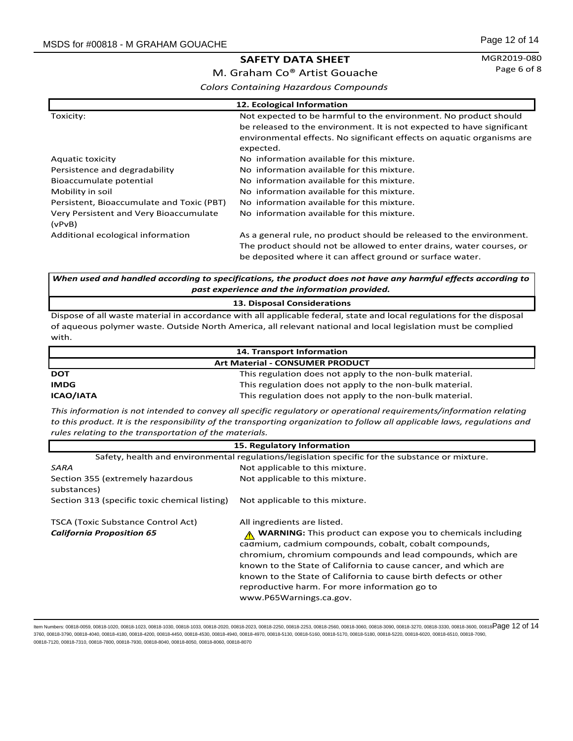# SAFETY DATA SHEET

M. Graham Co® Artist Gouache

*Colors Containing Hazardous Compounds*

## 12. Ecological Information

| | |
|---|---|
| Toxicity: | Not expected to be harmful to the environment. No product should be released to the environment. It is not expected to have significant environmental effects. No significant effects on aquatic organisms are expected. |
| Aquatic toxicity | No information available for this mixture. |
| Persistence and degradability | No information available for this mixture. |
| Bioaccumulate potential | No information available for this mixture. |
| Mobility in soil | No information available for this mixture. |
| Persistent, Bioaccumulate and Toxic (PBT) | No information available for this mixture. |
| Very Persistent and Very Bioaccumulate (vPvB) | No information available for this mixture. |
| Additional ecological information | As a general rule, no product should be released to the environment. The product should not be allowed to enter drains, water courses, or be deposited where it can affect ground or surface water. |

***When used and handled according to specifications, the product does not have any harmful effects according to past experience and the information provided.***

## 13. Disposal Considerations

Dispose of all waste material in accordance with all applicable federal, state and local regulations for the disposal of aqueous polymer waste. Outside North America, all relevant national and local legislation must be complied with.

## 14. Transport Information

**Art Material - CONSUMER PRODUCT**

| | |
|---|---|
| **DOT** | This regulation does not apply to the non-bulk material. |
| **IMDG** | This regulation does not apply to the non-bulk material. |
| **ICAO/IATA** | This regulation does not apply to the non-bulk material. |

*This information is not intended to convey all specific regulatory or operational requirements/information relating to this product. It is the responsibility of the transporting organization to follow all applicable laws, regulations and rules relating to the transportation of the materials.*

## 15. Regulatory Information

Safety, health and environmental regulations/legislation specific for the substance or mixture.

| | |
|---|---|
| *SARA* | Not applicable to this mixture. |
| Section 355 (extremely hazardous substances) | Not applicable to this mixture. |
| Section 313 (specific toxic chemical listing) | Not applicable to this mixture. |
| TSCA (Toxic Substance Control Act) | All ingredients are listed. |
| ***California Proposition 65*** | ⚠ **WARNING:** This product can expose you to chemicals including cadmium, cadmium compounds, cobalt, cobalt compounds, chromium, chromium compounds and lead compounds, which are known to the State of California to cause cancer, and which are known to the State of California to cause birth defects or other reproductive harm. For more information go to www.P65Warnings.ca.gov. |

Item Numbers: 00818-0059, 00818-1020, 00818-1023, 00818-1030, 00818-1033, 00818-2020, 00818-2023, 00818-2250, 00818-2253, 00818-2560, 00818-3060, 00818-3090, 00818-3270, 00818-3330, 00818-3600, 00818-3760, 00818-3790, 00818-4040, 00818-4180, 00818-4200, 00818-4450, 00818-4530, 00818-4940, 00818-4970, 00818-5130, 00818-5160, 00818-5170, 00818-5180, 00818-5220, 00818-6020, 00818-6510, 00818-7090, 00818-7120, 00818-7310, 00818-7800, 00818-7930, 00818-8040, 00818-8050, 00818-8060, 00818-8070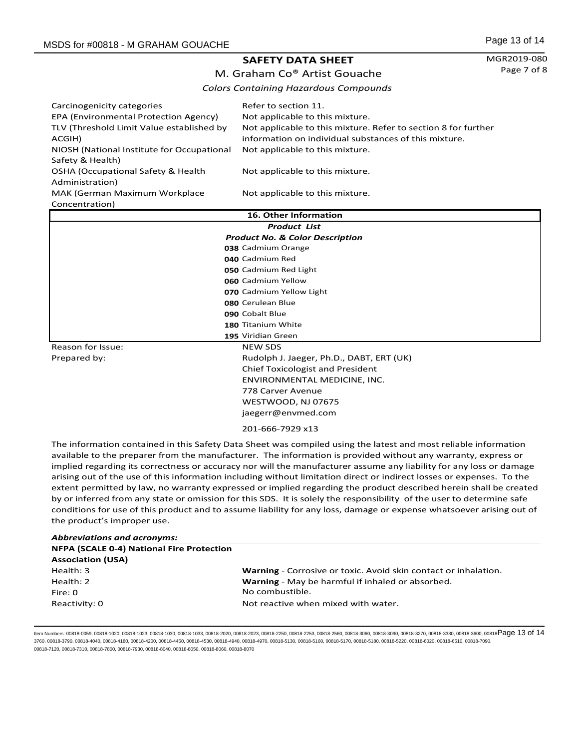## SAFETY DATA SHEET

M. Graham Co® Artist Gouache

*Colors Containing Hazardous Compounds*

| | |
|---|---|
| Carcinogenicity categories | Refer to section 11. |
| EPA (Environmental Protection Agency) | Not applicable to this mixture. |
| TLV (Threshold Limit Value established by ACGIH) | Not applicable to this mixture. Refer to section 8 for further information on individual substances of this mixture. |
| NIOSH (National Institute for Occupational Safety & Health) | Not applicable to this mixture. |
| OSHA (Occupational Safety & Health Administration) | Not applicable to this mixture. |
| MAK (German Maximum Workplace Concentration) | Not applicable to this mixture. |

### 16. Other Information

***Product List***

***Product No. & Color Description***

**038** Cadmium Orange
**040** Cadmium Red
**050** Cadmium Red Light
**060** Cadmium Yellow
**070** Cadmium Yellow Light
**080** Cerulean Blue
**090** Cobalt Blue
**180** Titanium White
**195** Viridian Green

| | |
|---|---|
| Reason for Issue: | NEW SDS |
| Prepared by: | Rudolph J. Jaeger, Ph.D., DABT, ERT (UK)<br>Chief Toxicologist and President<br>ENVIRONMENTAL MEDICINE, INC.<br>778 Carver Avenue<br>WESTWOOD, NJ 07675<br>jaegerr@envmed.com<br>201-666-7929 x13 |

The information contained in this Safety Data Sheet was compiled using the latest and most reliable information available to the preparer from the manufacturer. The information is provided without any warranty, express or implied regarding its correctness or accuracy nor will the manufacturer assume any liability for any loss or damage arising out of the use of this information including without limitation direct or indirect losses or expenses. To the extent permitted by law, no warranty expressed or implied regarding the product described herein shall be created by or inferred from any state or omission for this SDS. It is solely the responsibility of the user to determine safe conditions for use of this product and to assume liability for any loss, damage or expense whatsoever arising out of the product's improper use.

***Abbreviations and acronyms:***

**NFPA (SCALE 0-4) National Fire Protection Association (USA)**

| | |
|---|---|
| Health: 3 | **Warning** - Corrosive or toxic. Avoid skin contact or inhalation. |
| Health: 2 | **Warning** - May be harmful if inhaled or absorbed. |
| Fire: 0 | No combustible. |
| Reactivity: 0 | Not reactive when mixed with water. |

Item Numbers: 00818-0059, 00818-1020, 00818-1023, 00818-1030, 00818-1033, 00818-2020, 00818-2023, 00818-2250, 00818-2253, 00818-2560, 00818-3060, 00818-3090, 00818-3270, 00818-3330, 00818-3600, 00818-3760, 00818-3790, 00818-4040, 00818-4180, 00818-4200, 00818-4450, 00818-4530, 00818-4940, 00818-4970, 00818-5130, 00818-5160, 00818-5170, 00818-5180, 00818-5220, 00818-6020, 00818-6510, 00818-7090, 00818-7120, 00818-7310, 00818-7800, 00818-7930, 00818-8040, 00818-8050, 00818-8060, 00818-8070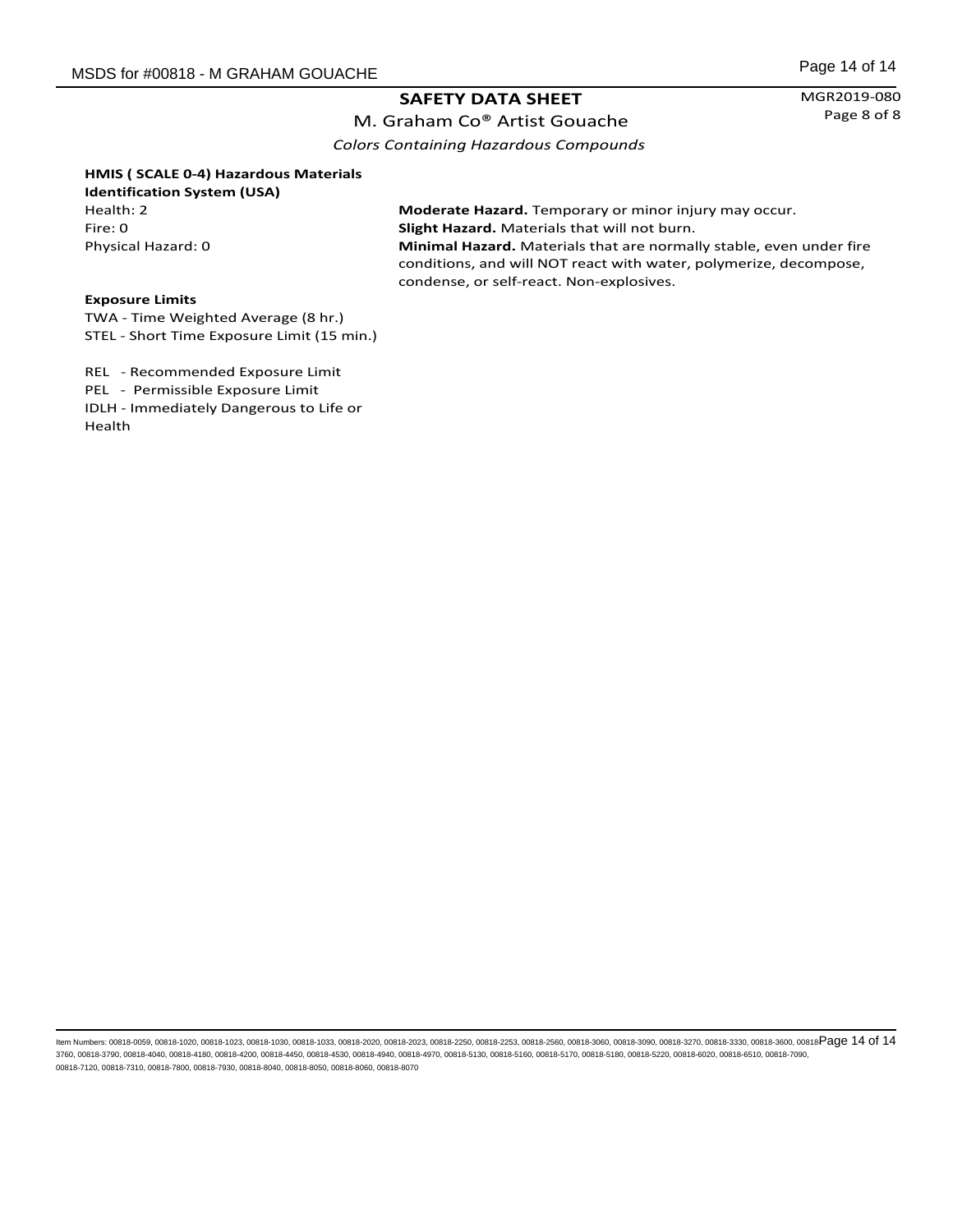## SAFETY DATA SHEET

M. Graham Co® Artist Gouache

*Colors Containing Hazardous Compounds*

**HMIS ( SCALE 0-4) Hazardous Materials Identification System (USA)**

| | |
|---|---|
| Health: 2 | **Moderate Hazard.** Temporary or minor injury may occur. |
| Fire: 0 | **Slight Hazard.** Materials that will not burn. |
| Physical Hazard: 0 | **Minimal Hazard.** Materials that are normally stable, even under fire conditions, and will NOT react with water, polymerize, decompose, condense, or self-react. Non-explosives. |

**Exposure Limits**

TWA - Time Weighted Average (8 hr.)
STEL - Short Time Exposure Limit (15 min.)

REL - Recommended Exposure Limit
PEL - Permissible Exposure Limit
IDLH - Immediately Dangerous to Life or Health